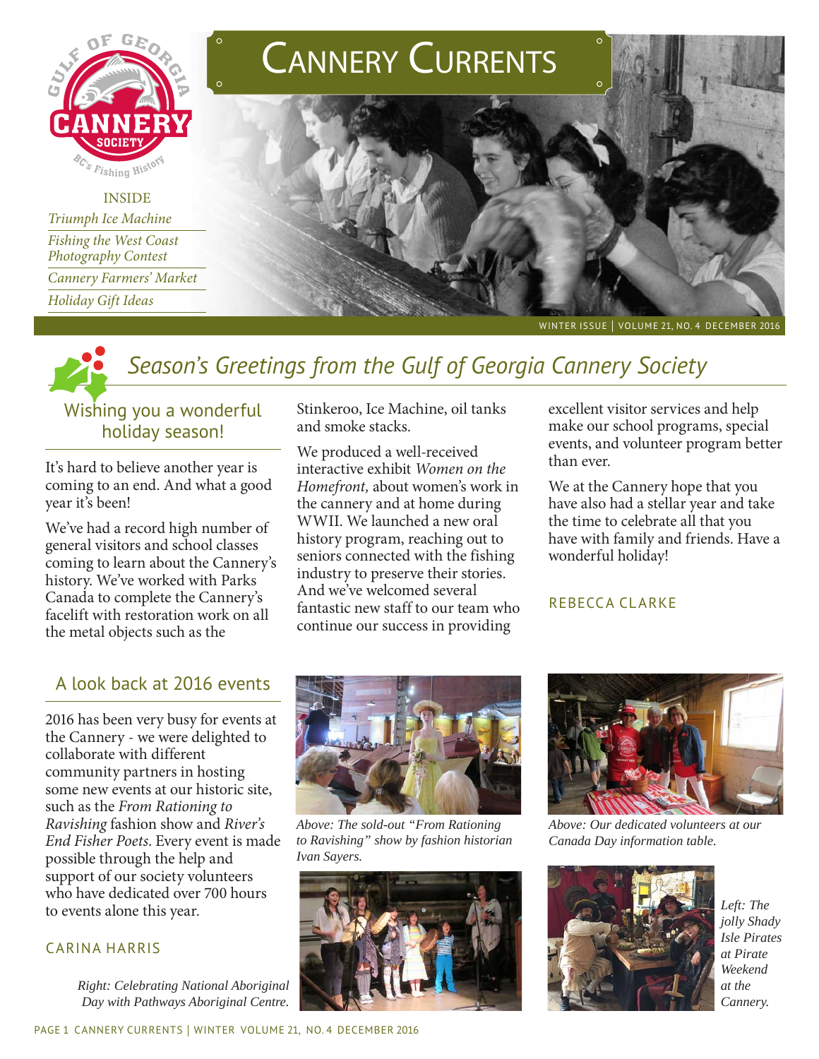# Cannery Currents

INSIDE

*Triumph Ice Machine*

*Fishing the West Coast Photography Contest*

*Cannery Farmers' Market*

*Holiday Gift Ideas*

WINTER ISSUE | VOLUME 21, NO. 4 DECEMBER 2016

## *Season's Greetings from the Gulf of Georgia Cannery Society*

### Wishing you a wonderful holiday season!

It's hard to believe another year is coming to an end. And what a good year it's been!

We've had a record high number of general visitors and school classes coming to learn about the Cannery's history. We've worked with Parks Canada to complete the Cannery's facelift with restoration work on all the metal objects such as the Stinkeroo, Ice Machine, oil tanks and smoke stacks.

We produced a well-received interactive exhibit *Women on the Homefront,* about women's work in the cannery and at home during WWII. We launched a new oral history program, reaching out to seniors connected with the fishing industry to preserve their stories. And we've welcomed several fantastic new staff to our team who continue our success in providing excellent visitor services and help make our school programs, special events, and volunteer program better than ever.

We at the Cannery hope that you have also had a stellar year and take the time to celebrate all that you have with family and friends. Have a wonderful holiday!

REBECCA CLARKE

### A look back at 2016 events

2016 has been very busy for events at the Cannery - we were delighted to collaborate with different community partners in hosting some new events at our historic site, such as the *From Rationing to Ravishing* fashion show and *River's End Fisher Poets*. Every event is made possible through the help and support of our society volunteers who have dedicated over 700 hours to events alone this year.

CARINA HARRIS

*Above: The sold-out "From Rationing to Ravishing" show by fashion historian Ivan Sayers.*

*Above: Our dedicated volunteers at our Canada Day information table.*

*Right: Celebrating National Aboriginal Day with Pathways Aboriginal Centre.*

*Left: The jolly Shady Isle Pirates at Pirate Weekend at the Cannery.*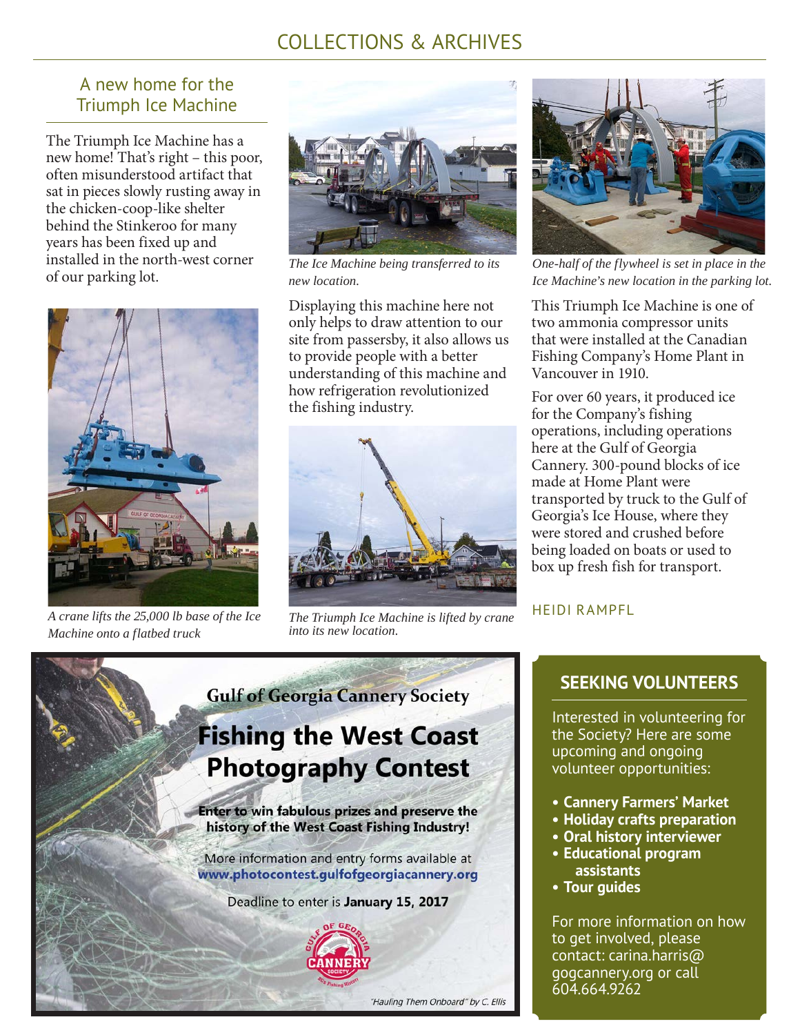# COLLECTIONS & ARCHIVES

## A new home for the Triumph Ice Machine

The Triumph Ice Machine has a new home! That's right – this poor, often misunderstood artifact that sat in pieces slowly rusting away in the chicken-coop-like shelter behind the Stinkeroo for many years has been fixed up and installed in the north-west corner of our parking lot.

*A crane lifts the 25,000 lb base of the Ice Machine onto a flatbed truck*

*The Ice Machine being transferred to its new location.*

Displaying this machine here not only helps to draw attention to our site from passersby, it also allows us to provide people with a better understanding of this machine and how refrigeration revolutionized the fishing industry.

*The Triumph Ice Machine is lifted by crane into its new location.*

*One-half of the flywheel is set in place in the Ice Machine's new location in the parking lot.*

This Triumph Ice Machine is one of two ammonia compressor units that were installed at the Canadian Fishing Company's Home Plant in Vancouver in 1910.

For over 60 years, it produced ice for the Company's fishing operations, including operations here at the Gulf of Georgia Cannery. 300-pound blocks of ice made at Home Plant were transported by truck to the Gulf of Georgia's Ice House, where they were stored and crushed before being loaded on boats or used to box up fresh fish for transport.

HEIDI RAMPFL

---

**Gulf of Georgia Cannery Society**

## Fishing the West Coast Photography Contest

**Enter to win fabulous prizes and preserve the history of the West Coast Fishing Industry!**

More information and entry forms available at **www.photocontest.gulfofgeorgiacannery.org**

Deadline to enter is **January 15, 2017**

*"Hauling Them Onboard" by C. Ellis*

---

## SEEKING VOLUNTEERS

Interested in volunteering for the Society? Here are some upcoming and ongoing volunteer opportunities:

- **Cannery Farmers' Market**
- **Holiday crafts preparation**
- **Oral history interviewer**
- **Educational program assistants**
- **Tour guides**

For more information on how to get involved, please contact: carina.harris@gogcannery.org or call 604.664.9262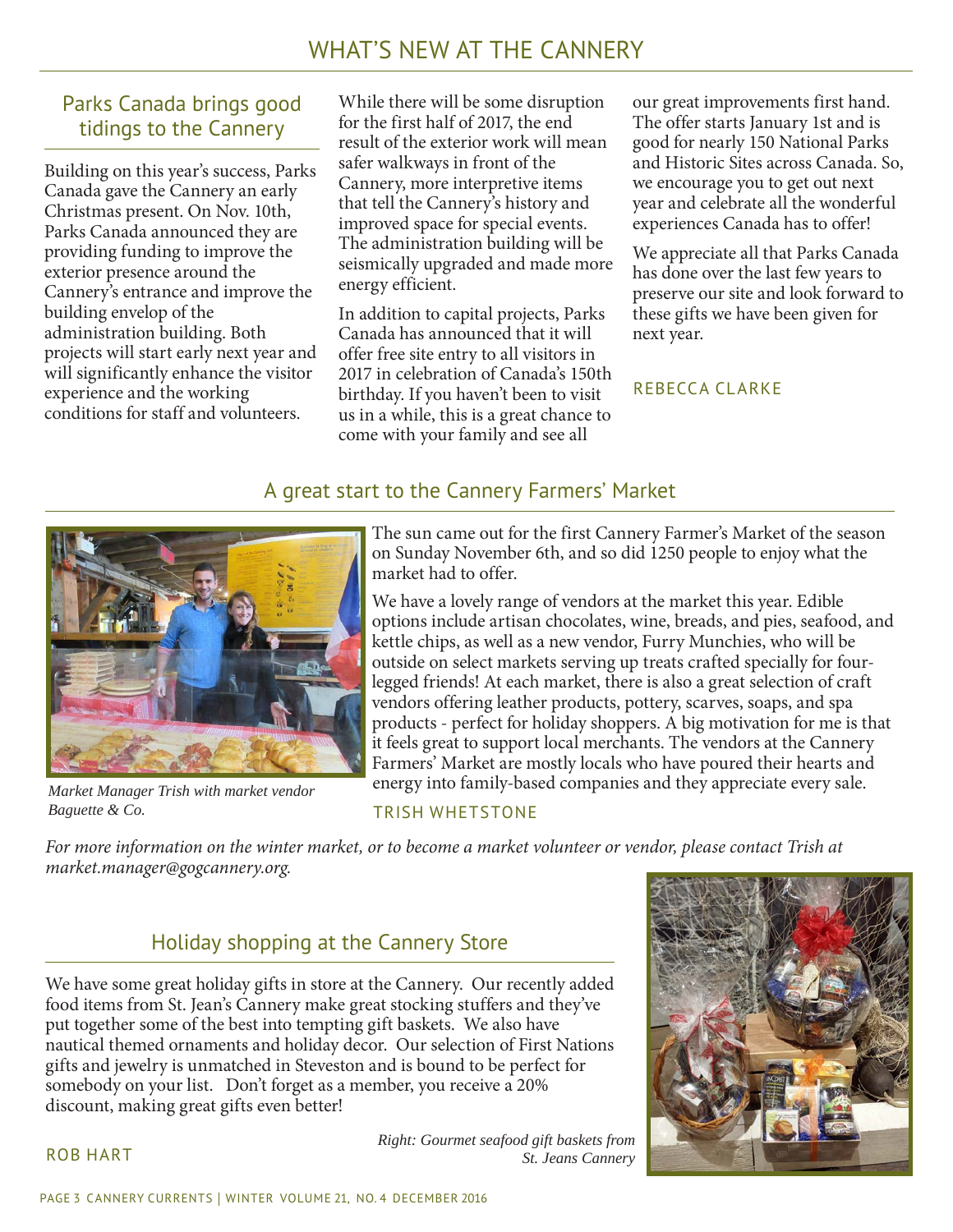# WHAT'S NEW AT THE CANNERY

## Parks Canada brings good tidings to the Cannery

Building on this year's success, Parks Canada gave the Cannery an early Christmas present. On Nov. 10th, Parks Canada announced they are providing funding to improve the exterior presence around the Cannery's entrance and improve the building envelop of the administration building. Both projects will start early next year and will significantly enhance the visitor experience and the working conditions for staff and volunteers.

While there will be some disruption for the first half of 2017, the end result of the exterior work will mean safer walkways in front of the Cannery, more interpretive items that tell the Cannery's history and improved space for special events. The administration building will be seismically upgraded and made more energy efficient.

In addition to capital projects, Parks Canada has announced that it will offer free site entry to all visitors in 2017 in celebration of Canada's 150th birthday. If you haven't been to visit us in a while, this is a great chance to come with your family and see all our great improvements first hand. The offer starts January 1st and is good for nearly 150 National Parks and Historic Sites across Canada. So, we encourage you to get out next year and celebrate all the wonderful experiences Canada has to offer!

We appreciate all that Parks Canada has done over the last few years to preserve our site and look forward to these gifts we have been given for next year.

REBECCA CLARKE

## A great start to the Cannery Farmers' Market

*Market Manager Trish with market vendor Baguette & Co.*

The sun came out for the first Cannery Farmer's Market of the season on Sunday November 6th, and so did 1250 people to enjoy what the market had to offer.

We have a lovely range of vendors at the market this year. Edible options include artisan chocolates, wine, breads, and pies, seafood, and kettle chips, as well as a new vendor, Furry Munchies, who will be outside on select markets serving up treats crafted specially for four-legged friends! At each market, there is also a great selection of craft vendors offering leather products, pottery, scarves, soaps, and spa products - perfect for holiday shoppers. A big motivation for me is that it feels great to support local merchants. The vendors at the Cannery Farmers' Market are mostly locals who have poured their hearts and energy into family-based companies and they appreciate every sale.

TRISH WHETSTONE

*For more information on the winter market, or to become a market volunteer or vendor, please contact Trish at market.manager@gogcannery.org.*

## Holiday shopping at the Cannery Store

We have some great holiday gifts in store at the Cannery. Our recently added food items from St. Jean's Cannery make great stocking stuffers and they've put together some of the best into tempting gift baskets. We also have nautical themed ornaments and holiday decor. Our selection of First Nations gifts and jewelry is unmatched in Steveston and is bound to be perfect for somebody on your list. Don't forget as a member, you receive a 20% discount, making great gifts even better!

ROB HART

*Right: Gourmet seafood gift baskets from St. Jeans Cannery*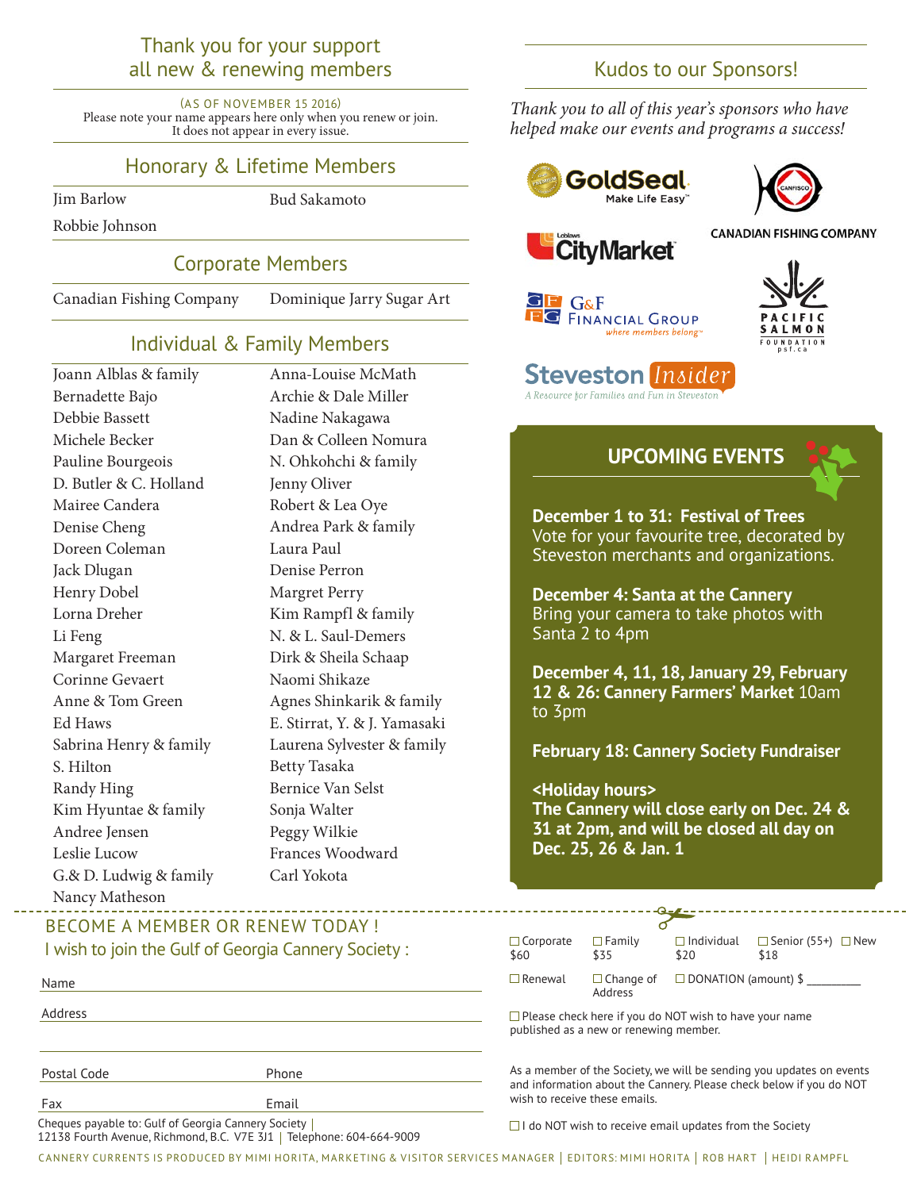## Thank you for your support all new & renewing members

(AS OF NOVEMBER 15 2016)
Please note your name appears here only when you renew or join. It does not appear in every issue.

### Honorary & Lifetime Members

Jim Barlow
Bud Sakamoto
Robbie Johnson

### Corporate Members

Canadian Fishing Company
Dominique Jarry Sugar Art

### Individual & Family Members

Joann Alblas & family
Bernadette Bajo
Debbie Bassett
Michele Becker
Pauline Bourgeois
D. Butler & C. Holland
Mairee Candera
Denise Cheng
Doreen Coleman
Jack Dlugan
Henry Dobel
Lorna Dreher
Li Feng
Margaret Freeman
Corinne Gevaert
Anne & Tom Green
Ed Haws
Sabrina Henry & family
S. Hilton
Randy Hing
Kim Hyuntae & family
Andree Jensen
Leslie Lucow
G.& D. Ludwig & family
Nancy Matheson
Anna-Louise McMath
Archie & Dale Miller
Nadine Nakagawa
Dan & Colleen Nomura
N. Ohkohchi & family
Jenny Oliver
Robert & Lea Oye
Andrea Park & family
Laura Paul
Denise Perron
Margret Perry
Kim Rampfl & family
N. & L. Saul-Demers
Dirk & Sheila Schaap
Naomi Shikaze
Agnes Shinkarik & family
E. Stirrat, Y. & J. Yamasaki
Laurena Sylvester & family
Betty Tasaka
Bernice Van Selst
Sonja Walter
Peggy Wilkie
Frances Woodward
Carl Yokota

## Kudos to our Sponsors!

*Thank you to all of this year's sponsors who have helped make our events and programs a success!*

GoldSeal Make Life Easy™
Canadian Fishing Company
Loblaws CityMarket
G&F Financial Group *where members belong™*
Pacific Salmon Foundation psf.ca
Steveston Insider *A Resource for Families and Fun in Steveston*

## UPCOMING EVENTS

**December 1 to 31: Festival of Trees**
Vote for your favourite tree, decorated by Steveston merchants and organizations.

**December 4: Santa at the Cannery**
Bring your camera to take photos with Santa 2 to 4pm

**December 4, 11, 18, January 29, February 12 & 26: Cannery Farmers' Market** 10am to 3pm

**February 18: Cannery Society Fundraiser**

**<Holiday hours>**
**The Cannery will close early on Dec. 24 & 31 at 2pm, and will be closed all day on Dec. 25, 26 & Jan. 1**

## BECOME A MEMBER OR RENEW TODAY !

I wish to join the Gulf of Georgia Cannery Society :

Name ____________________

Address ____________________

Postal Code ____________ Phone ____________

Fax ____________ Email ____________

Cheques payable to: Gulf of Georgia Cannery Society | 12138 Fourth Avenue, Richmond, B.C. V7E 3J1 | Telephone: 604-664-9009

☐ Corporate $60 ☐ Family $35 ☐ Individual $20 ☐ Senior (55+) $18 ☐ New

☐ Renewal ☐ Change of Address ☐ DONATION (amount) $ ________

☐ Please check here if you do NOT wish to have your name published as a new or renewing member.

As a member of the Society, we will be sending you updates on events and information about the Cannery. Please check below if you do NOT wish to receive these emails.

☐ I do NOT wish to receive email updates from the Society

CANNERY CURRENTS IS PRODUCED BY MIMI HORITA, MARKETING & VISITOR SERVICES MANAGER | EDITORS: MIMI HORITA | ROB HART | HEIDI RAMPFL